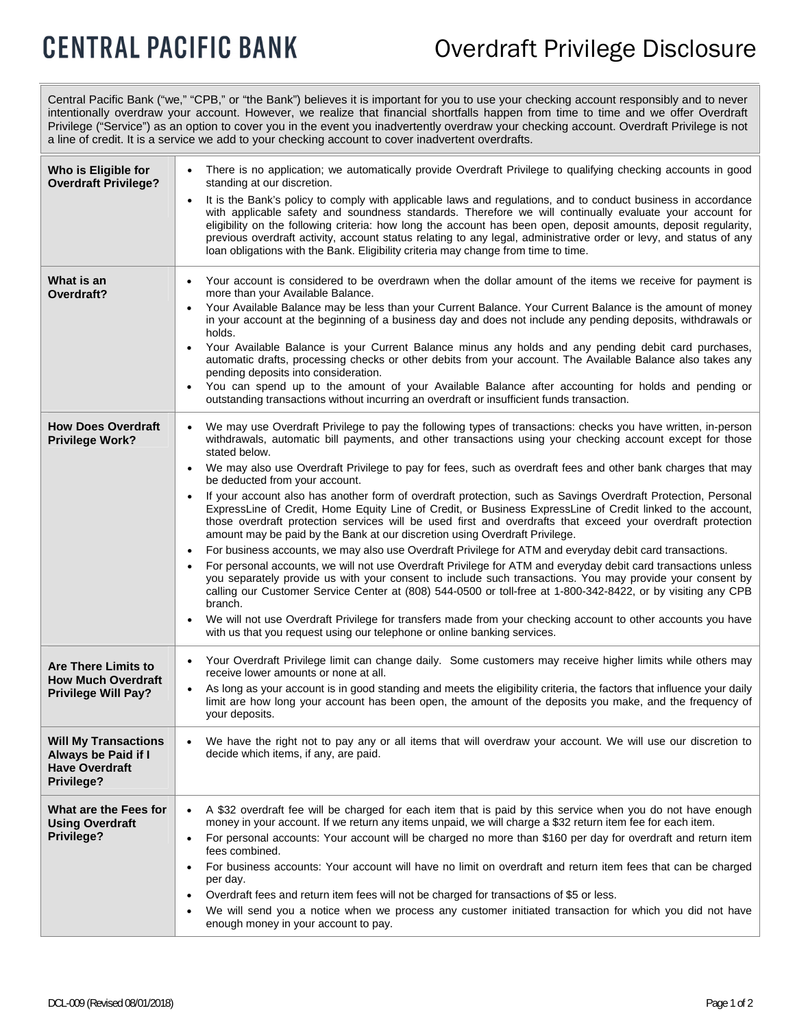# CENTRAL PACIFIC BANK

# Overdraft Privilege Disclosure

Central Pacific Bank ("we," "CPB," or "the Bank") believes it is important for you to use your checking account responsibly and to never intentionally overdraw your account. However, we realize that financial shortfalls happen from time to time and we offer Overdraft Privilege ("Service") as an option to cover you in the event you inadvertently overdraw your checking account. Overdraft Privilege is not a line of credit. It is a service we add to your checking account to cover inadvertent overdrafts.

| | |
|---|---|
| **Who is Eligible for Overdraft Privilege?** | • There is no application; we automatically provide Overdraft Privilege to qualifying checking accounts in good standing at our discretion.<br>• It is the Bank's policy to comply with applicable laws and regulations, and to conduct business in accordance with applicable safety and soundness standards. Therefore we will continually evaluate your account for eligibility on the following criteria: how long the account has been open, deposit amounts, deposit regularity, previous overdraft activity, account status relating to any legal, administrative order or levy, and status of any loan obligations with the Bank. Eligibility criteria may change from time to time. |
| **What is an Overdraft?** | • Your account is considered to be overdrawn when the dollar amount of the items we receive for payment is more than your Available Balance.<br>• Your Available Balance may be less than your Current Balance. Your Current Balance is the amount of money in your account at the beginning of a business day and does not include any pending deposits, withdrawals or holds.<br>• Your Available Balance is your Current Balance minus any holds and any pending debit card purchases, automatic drafts, processing checks or other debits from your account. The Available Balance also takes any pending deposits into consideration.<br>• You can spend up to the amount of your Available Balance after accounting for holds and pending or outstanding transactions without incurring an overdraft or insufficient funds transaction. |
| **How Does Overdraft Privilege Work?** | • We may use Overdraft Privilege to pay the following types of transactions: checks you have written, in-person withdrawals, automatic bill payments, and other transactions using your checking account except for those stated below.<br>• We may also use Overdraft Privilege to pay for fees, such as overdraft fees and other bank charges that may be deducted from your account.<br>• If your account also has another form of overdraft protection, such as Savings Overdraft Protection, Personal ExpressLine of Credit, Home Equity Line of Credit, or Business ExpressLine of Credit linked to the account, those overdraft protection services will be used first and overdrafts that exceed your overdraft protection amount may be paid by the Bank at our discretion using Overdraft Privilege.<br>• For business accounts, we may also use Overdraft Privilege for ATM and everyday debit card transactions.<br>• For personal accounts, we will not use Overdraft Privilege for ATM and everyday debit card transactions unless you separately provide us with your consent to include such transactions. You may provide your consent by calling our Customer Service Center at (808) 544-0500 or toll-free at 1-800-342-8422, or by visiting any CPB branch.<br>• We will not use Overdraft Privilege for transfers made from your checking account to other accounts you have with us that you request using our telephone or online banking services. |
| **Are There Limits to How Much Overdraft Privilege Will Pay?** | • Your Overdraft Privilege limit can change daily. Some customers may receive higher limits while others may receive lower amounts or none at all.<br>• As long as your account is in good standing and meets the eligibility criteria, the factors that influence your daily limit are how long your account has been open, the amount of the deposits you make, and the frequency of your deposits. |
| **Will My Transactions Always be Paid if I Have Overdraft Privilege?** | • We have the right not to pay any or all items that will overdraw your account. We will use our discretion to decide which items, if any, are paid. |
| **What are the Fees for Using Overdraft Privilege?** | • A $32 overdraft fee will be charged for each item that is paid by this service when you do not have enough money in your account. If we return any items unpaid, we will charge a $32 return item fee for each item.<br>• For personal accounts: Your account will be charged no more than $160 per day for overdraft and return item fees combined.<br>• For business accounts: Your account will have no limit on overdraft and return item fees that can be charged per day.<br>• Overdraft fees and return item fees will not be charged for transactions of $5 or less.<br>• We will send you a notice when we process any customer initiated transaction for which you did not have enough money in your account to pay. |

DCL-009 (Revised 08/01/2018)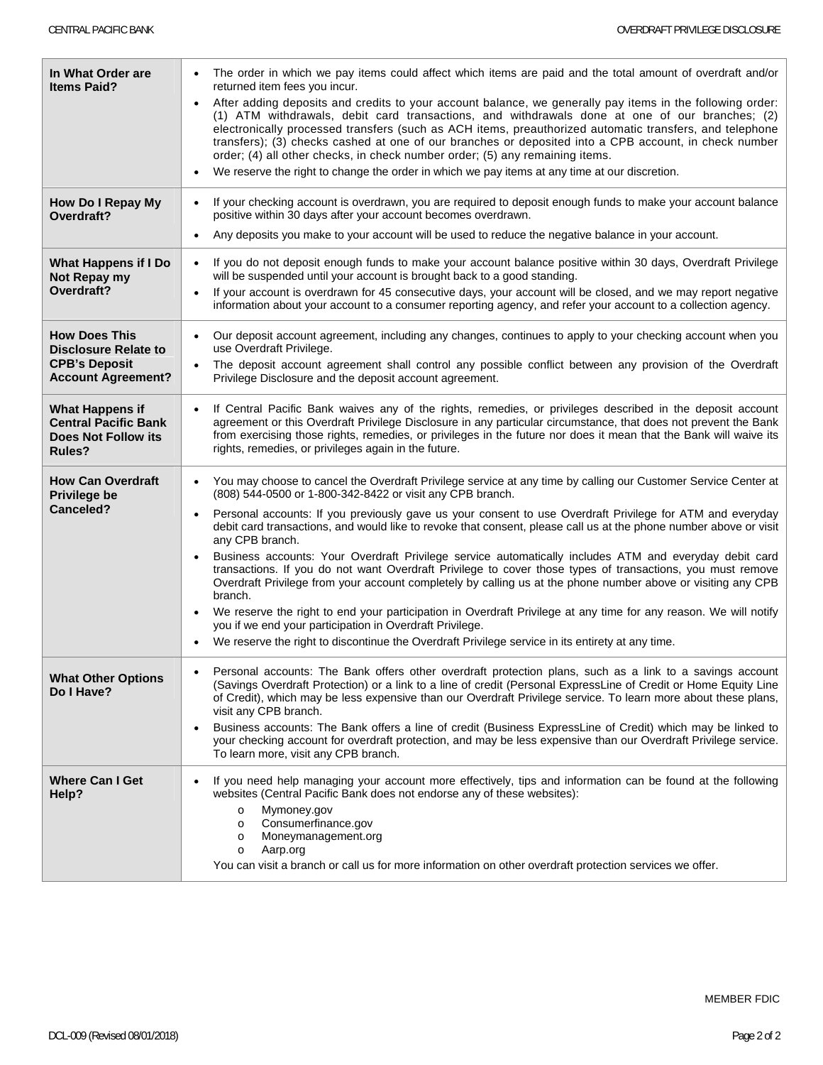| | |
|---|---|
| **In What Order are Items Paid?** | • The order in which we pay items could affect which items are paid and the total amount of overdraft and/or returned item fees you incur.<br>• After adding deposits and credits to your account balance, we generally pay items in the following order: (1) ATM withdrawals, debit card transactions, and withdrawals done at one of our branches; (2) electronically processed transfers (such as ACH items, preauthorized automatic transfers, and telephone transfers); (3) checks cashed at one of our branches or deposited into a CPB account, in check number order; (4) all other checks, in check number order; (5) any remaining items.<br>• We reserve the right to change the order in which we pay items at any time at our discretion. |
| **How Do I Repay My Overdraft?** | • If your checking account is overdrawn, you are required to deposit enough funds to make your account balance positive within 30 days after your account becomes overdrawn.<br>• Any deposits you make to your account will be used to reduce the negative balance in your account. |
| **What Happens if I Do Not Repay my Overdraft?** | • If you do not deposit enough funds to make your account balance positive within 30 days, Overdraft Privilege will be suspended until your account is brought back to a good standing.<br>• If your account is overdrawn for 45 consecutive days, your account will be closed, and we may report negative information about your account to a consumer reporting agency, and refer your account to a collection agency. |
| **How Does This Disclosure Relate to CPB's Deposit Account Agreement?** | • Our deposit account agreement, including any changes, continues to apply to your checking account when you use Overdraft Privilege.<br>• The deposit account agreement shall control any possible conflict between any provision of the Overdraft Privilege Disclosure and the deposit account agreement. |
| **What Happens if Central Pacific Bank Does Not Follow its Rules?** | • If Central Pacific Bank waives any of the rights, remedies, or privileges described in the deposit account agreement or this Overdraft Privilege Disclosure in any particular circumstance, that does not prevent the Bank from exercising those rights, remedies, or privileges in the future nor does it mean that the Bank will waive its rights, remedies, or privileges again in the future. |
| **How Can Overdraft Privilege be Canceled?** | • You may choose to cancel the Overdraft Privilege service at any time by calling our Customer Service Center at (808) 544-0500 or 1-800-342-8422 or visit any CPB branch.<br>• Personal accounts: If you previously gave us your consent to use Overdraft Privilege for ATM and everyday debit card transactions, and would like to revoke that consent, please call us at the phone number above or visit any CPB branch.<br>• Business accounts: Your Overdraft Privilege service automatically includes ATM and everyday debit card transactions. If you do not want Overdraft Privilege to cover those types of transactions, you must remove Overdraft Privilege from your account completely by calling us at the phone number above or visiting any CPB branch.<br>• We reserve the right to end your participation in Overdraft Privilege at any time for any reason. We will notify you if we end your participation in Overdraft Privilege.<br>• We reserve the right to discontinue the Overdraft Privilege service in its entirety at any time. |
| **What Other Options Do I Have?** | • Personal accounts: The Bank offers other overdraft protection plans, such as a link to a savings account (Savings Overdraft Protection) or a link to a line of credit (Personal ExpressLine of Credit or Home Equity Line of Credit), which may be less expensive than our Overdraft Privilege service. To learn more about these plans, visit any CPB branch.<br>• Business accounts: The Bank offers a line of credit (Business ExpressLine of Credit) which may be linked to your checking account for overdraft protection, and may be less expensive than our Overdraft Privilege service. To learn more, visit any CPB branch. |
| **Where Can I Get Help?** | • If you need help managing your account more effectively, tips and information can be found at the following websites (Central Pacific Bank does not endorse any of these websites):<br>o Mymoney.gov<br>o Consumerfinance.gov<br>o Moneymanagement.org<br>o Aarp.org<br>You can visit a branch or call us for more information on other overdraft protection services we offer. |

MEMBER FDIC

DCL-009 (Revised 08/01/2018)